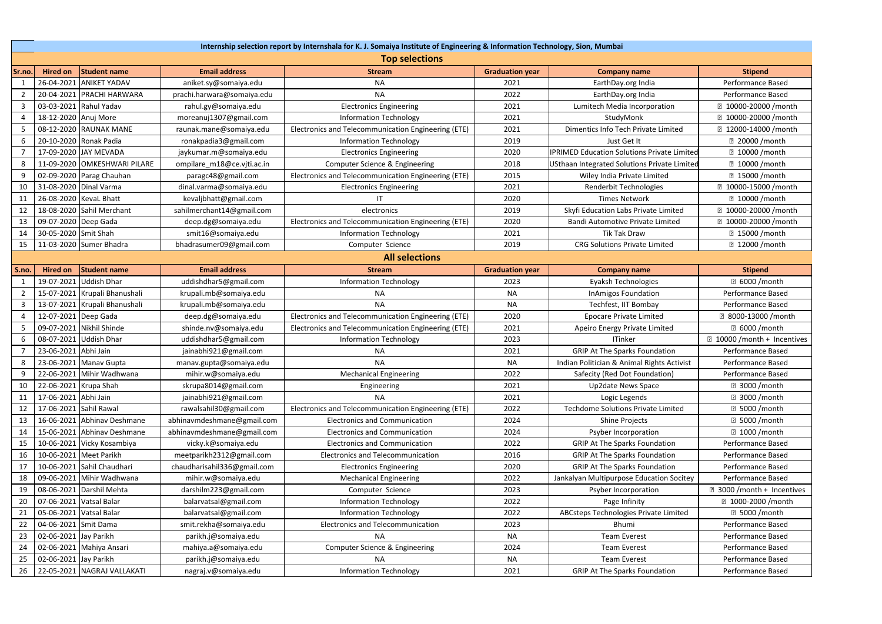**Internship selection report by Internshala for K. J. Somaiya Institute of Engineering & Information Technology, Sion, Mumbai**

## Top selections

| Sr.no. | Hired on | Student name | Email address | Stream | Graduation year | Company name | Stipend |
|---|---|---|---|---|---|---|---|
| 1 | 26-04-2021 | ANIKET YADAV | aniket.sy@somaiya.edu | NA | 2021 | EarthDay.org India | Performance Based |
| 2 | 20-04-2021 | PRACHI HARWARA | prachi.harwara@somaiya.edu | NA | 2022 | EarthDay.org India | Performance Based |
| 3 | 03-03-2021 | Rahul Yadav | rahul.gy@somaiya.edu | Electronics Engineering | 2021 | Lumitech Media Incorporation | ₹ 10000-20000 /month |
| 4 | 18-12-2020 | Anuj More | moreanuj1307@gmail.com | Information Technology | 2021 | StudyMonk | ₹ 10000-20000 /month |
| 5 | 08-12-2020 | RAUNAK MANE | raunak.mane@somaiya.edu | Electronics and Telecommunication Engineering (ETE) | 2021 | Dimentics Info Tech Private Limited | ₹ 12000-14000 /month |
| 6 | 20-10-2020 | Ronak Padia | ronakpadia3@gmail.com | Information Technology | 2019 | Just Get It | ₹ 20000 /month |
| 7 | 17-09-2020 | JAY MEVADA | jaykumar.m@somaiya.edu | Electronics Engineering | 2020 | IPRIMED Education Solutions Private Limited | ₹ 10000 /month |
| 8 | 11-09-2020 | OMKESHWARI PILARE | ompilare_m18@ce.vjti.ac.in | Computer Science & Engineering | 2018 | USthaan Integrated Solutions Private Limited | ₹ 10000 /month |
| 9 | 02-09-2020 | Parag Chauhan | paragc48@gmail.com | Electronics and Telecommunication Engineering (ETE) | 2015 | Wiley India Private Limited | ₹ 15000 /month |
| 10 | 31-08-2020 | Dinal Varma | dinal.varma@somaiya.edu | Electronics Engineering | 2021 | Renderbit Technologies | ₹ 10000-15000 /month |
| 11 | 26-08-2020 | KevaL Bhatt | kevaljbhatt@gmail.com | IT | 2020 | Times Network | ₹ 10000 /month |
| 12 | 18-08-2020 | Sahil Merchant | sahilmerchant14@gmail.com | electronics | 2019 | Skyfi Education Labs Private Limited | ₹ 10000-20000 /month |
| 13 | 09-07-2020 | Deep Gada | deep.dg@somaiya.edu | Electronics and Telecommunication Engineering (ETE) | 2020 | Bandi Automotive Private Limited | ₹ 10000-20000 /month |
| 14 | 30-05-2020 | Smit Shah | smit16@somaiya.edu | Information Technology | 2021 | Tik Tak Draw | ₹ 15000 /month |
| 15 | 11-03-2020 | Sumer Bhadra | bhadrasumer09@gmail.com | Computer Science | 2019 | CRG Solutions Private Limited | ₹ 12000 /month |

## All selections

| S.no. | Hired on | Student name | Email address | Stream | Graduation year | Company name | Stipend |
|---|---|---|---|---|---|---|---|
| 1 | 19-07-2021 | Uddish Dhar | uddishdhar5@gmail.com | Information Technology | 2023 | Eyaksh Technologies | ₹ 6000 /month |
| 2 | 15-07-2021 | Krupali Bhanushali | krupali.mb@somaiya.edu | NA | NA | InAmigos Foundation | Performance Based |
| 3 | 13-07-2021 | Krupali Bhanushali | krupali.mb@somaiya.edu | NA | NA | Techfest, IIT Bombay | Performance Based |
| 4 | 12-07-2021 | Deep Gada | deep.dg@somaiya.edu | Electronics and Telecommunication Engineering (ETE) | 2020 | Epocare Private Limited | ₹ 8000-13000 /month |
| 5 | 09-07-2021 | Nikhil Shinde | shinde.nv@somaiya.edu | Electronics and Telecommunication Engineering (ETE) | 2021 | Apeiro Energy Private Limited | ₹ 6000 /month |
| 6 | 08-07-2021 | Uddish Dhar | uddishdhar5@gmail.com | Information Technology | 2023 | ITinker | ₹ 10000 /month + Incentives |
| 7 | 23-06-2021 | Abhi Jain | jainabhi921@gmail.com | NA | 2021 | GRIP At The Sparks Foundation | Performance Based |
| 8 | 23-06-2021 | Manav Gupta | manav.gupta@somaiya.edu | NA | NA | Indian Politician & Animal Rights Activist | Performance Based |
| 9 | 22-06-2021 | Mihir Wadhwana | mihir.w@somaiya.edu | Mechanical Engineering | 2022 | Safecity (Red Dot Foundation) | Performance Based |
| 10 | 22-06-2021 | Krupa Shah | skrupa8014@gmail.com | Engineering | 2021 | Up2date News Space | ₹ 3000 /month |
| 11 | 17-06-2021 | Abhi Jain | jainabhi921@gmail.com | NA | 2021 | Logic Legends | ₹ 3000 /month |
| 12 | 17-06-2021 | Sahil Rawal | rawalsahil30@gmail.com | Electronics and Telecommunication Engineering (ETE) | 2022 | Techdome Solutions Private Limited | ₹ 5000 /month |
| 13 | 16-06-2021 | Abhinav Deshmane | abhinavmdeshmane@gmail.com | Electronics and Communication | 2024 | Shine Projects | ₹ 5000 /month |
| 14 | 15-06-2021 | Abhinav Deshmane | abhinavmdeshmane@gmail.com | Electronics and Communication | 2024 | Psyber Incorporation | ₹ 1000 /month |
| 15 | 10-06-2021 | Vicky Kosambiya | vicky.k@somaiya.edu | Electronics and Communication | 2022 | GRIP At The Sparks Foundation | Performance Based |
| 16 | 10-06-2021 | Meet Parikh | meetparikh2312@gmail.com | Electronics and Telecommunication | 2016 | GRIP At The Sparks Foundation | Performance Based |
| 17 | 10-06-2021 | Sahil Chaudhari | chaudharisahil336@gmail.com | Electronics Engineering | 2020 | GRIP At The Sparks Foundation | Performance Based |
| 18 | 09-06-2021 | Mihir Wadhwana | mihir.w@somaiya.edu | Mechanical Engineering | 2022 | Jankalyan Multipurpose Education Socitey | Performance Based |
| 19 | 08-06-2021 | Darshil Mehta | darshilm223@gmail.com | Computer Science | 2023 | Psyber Incorporation | ₹ 3000 /month + Incentives |
| 20 | 07-06-2021 | Vatsal Balar | balarvatsal@gmail.com | Information Technology | 2022 | Page Infinity | ₹ 1000-2000 /month |
| 21 | 05-06-2021 | Vatsal Balar | balarvatsal@gmail.com | Information Technology | 2022 | ABCsteps Technologies Private Limited | ₹ 5000 /month |
| 22 | 04-06-2021 | Smit Dama | smit.rekha@somaiya.edu | Electronics and Telecommunication | 2023 | Bhumi | Performance Based |
| 23 | 02-06-2021 | Jay Parikh | parikh.j@somaiya.edu | NA | NA | Team Everest | Performance Based |
| 24 | 02-06-2021 | Mahiya Ansari | mahiya.a@somaiya.edu | Computer Science & Engineering | 2024 | Team Everest | Performance Based |
| 25 | 02-06-2021 | Jay Parikh | parikh.j@somaiya.edu | NA | NA | Team Everest | Performance Based |
| 26 | 22-05-2021 | NAGRAJ VALLAKATI | nagraj.v@somaiya.edu | Information Technology | 2021 | GRIP At The Sparks Foundation | Performance Based |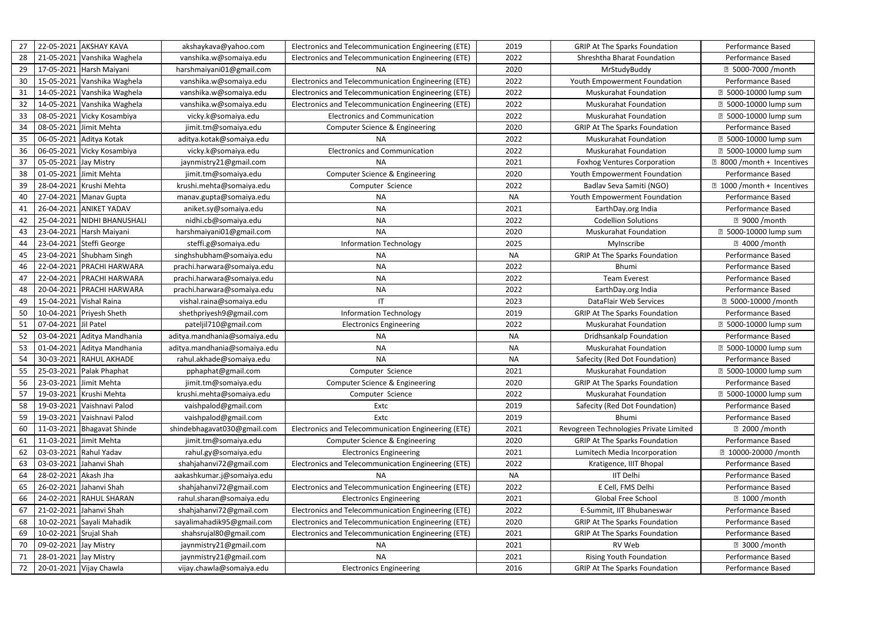| | | | | | | | |
|---|---|---|---|---|---|---|---|
| 27 | 22-05-2021 | AKSHAY KAVA | akshaykava@yahoo.com | Electronics and Telecommunication Engineering (ETE) | 2019 | GRIP At The Sparks Foundation | Performance Based |
| 28 | 21-05-2021 | Vanshika Waghela | vanshika.w@somaiya.edu | Electronics and Telecommunication Engineering (ETE) | 2022 | Shreshtha Bharat Foundation | Performance Based |
| 29 | 17-05-2021 | Harsh Maiyani | harshmaiyani01@gmail.com | NA | 2020 | MrStudyBuddy | ₹ 5000-7000 /month |
| 30 | 15-05-2021 | Vanshika Waghela | vanshika.w@somaiya.edu | Electronics and Telecommunication Engineering (ETE) | 2022 | Youth Empowerment Foundation | Performance Based |
| 31 | 14-05-2021 | Vanshika Waghela | vanshika.w@somaiya.edu | Electronics and Telecommunication Engineering (ETE) | 2022 | Muskurahat Foundation | ₹ 5000-10000 lump sum |
| 32 | 14-05-2021 | Vanshika Waghela | vanshika.w@somaiya.edu | Electronics and Telecommunication Engineering (ETE) | 2022 | Muskurahat Foundation | ₹ 5000-10000 lump sum |
| 33 | 08-05-2021 | Vicky Kosambiya | vicky.k@somaiya.edu | Electronics and Communication | 2022 | Muskurahat Foundation | ₹ 5000-10000 lump sum |
| 34 | 08-05-2021 | Jimit Mehta | jimit.tm@somaiya.edu | Computer Science & Engineering | 2020 | GRIP At The Sparks Foundation | Performance Based |
| 35 | 06-05-2021 | Aditya Kotak | aditya.kotak@somaiya.edu | NA | 2022 | Muskurahat Foundation | ₹ 5000-10000 lump sum |
| 36 | 06-05-2021 | Vicky Kosambiya | vicky.k@somaiya.edu | Electronics and Communication | 2022 | Muskurahat Foundation | ₹ 5000-10000 lump sum |
| 37 | 05-05-2021 | Jay Mistry | jaynmistry21@gmail.com | NA | 2021 | Foxhog Ventures Corporation | ₹ 8000 /month + Incentives |
| 38 | 01-05-2021 | Jimit Mehta | jimit.tm@somaiya.edu | Computer Science & Engineering | 2020 | Youth Empowerment Foundation | Performance Based |
| 39 | 28-04-2021 | Krushi Mehta | krushi.mehta@somaiya.edu | Computer Science | 2022 | Badlav Seva Samiti (NGO) | ₹ 1000 /month + Incentives |
| 40 | 27-04-2021 | Manav Gupta | manav.gupta@somaiya.edu | NA | NA | Youth Empowerment Foundation | Performance Based |
| 41 | 26-04-2021 | ANIKET YADAV | aniket.sy@somaiya.edu | NA | 2021 | EarthDay.org India | Performance Based |
| 42 | 25-04-2021 | NIDHI BHANUSHALI | nidhi.cb@somaiya.edu | NA | 2022 | Codellion Solutions | ₹ 9000 /month |
| 43 | 23-04-2021 | Harsh Maiyani | harshmaiyani01@gmail.com | NA | 2020 | Muskurahat Foundation | ₹ 5000-10000 lump sum |
| 44 | 23-04-2021 | Steffi George | steffi.g@somaiya.edu | Information Technology | 2025 | MyInscribe | ₹ 4000 /month |
| 45 | 23-04-2021 | Shubham Singh | singhshubham@somaiya.edu | NA | NA | GRIP At The Sparks Foundation | Performance Based |
| 46 | 22-04-2021 | PRACHI HARWARA | prachi.harwara@somaiya.edu | NA | 2022 | Bhumi | Performance Based |
| 47 | 22-04-2021 | PRACHI HARWARA | prachi.harwara@somaiya.edu | NA | 2022 | Team Everest | Performance Based |
| 48 | 20-04-2021 | PRACHI HARWARA | prachi.harwara@somaiya.edu | NA | 2022 | EarthDay.org India | Performance Based |
| 49 | 15-04-2021 | Vishal Raina | vishal.raina@somaiya.edu | IT | 2023 | DataFlair Web Services | ₹ 5000-10000 /month |
| 50 | 10-04-2021 | Priyesh Sheth | shethpriyesh9@gmail.com | Information Technology | 2019 | GRIP At The Sparks Foundation | Performance Based |
| 51 | 07-04-2021 | Jil Patel | pateljil710@gmail.com | Electronics Engineering | 2022 | Muskurahat Foundation | ₹ 5000-10000 lump sum |
| 52 | 03-04-2021 | Aditya Mandhania | aditya.mandhania@somaiya.edu | NA | NA | Dridhsankalp Foundation | Performance Based |
| 53 | 01-04-2021 | Aditya Mandhania | aditya.mandhania@somaiya.edu | NA | NA | Muskurahat Foundation | ₹ 5000-10000 lump sum |
| 54 | 30-03-2021 | RAHUL AKHADE | rahul.akhade@somaiya.edu | NA | NA | Safecity (Red Dot Foundation) | Performance Based |
| 55 | 25-03-2021 | Palak Phaphat | pphaphat@gmail.com | Computer Science | 2021 | Muskurahat Foundation | ₹ 5000-10000 lump sum |
| 56 | 23-03-2021 | Jimit Mehta | jimit.tm@somaiya.edu | Computer Science & Engineering | 2020 | GRIP At The Sparks Foundation | Performance Based |
| 57 | 19-03-2021 | Krushi Mehta | krushi.mehta@somaiya.edu | Computer Science | 2022 | Muskurahat Foundation | ₹ 5000-10000 lump sum |
| 58 | 19-03-2021 | Vaishnavi Palod | vaishpalod@gmail.com | Extc | 2019 | Safecity (Red Dot Foundation) | Performance Based |
| 59 | 19-03-2021 | Vaishnavi Palod | vaishpalod@gmail.com | Extc | 2019 | Bhumi | Performance Based |
| 60 | 11-03-2021 | Bhagavat Shinde | shindebhagavat030@gmail.com | Electronics and Telecommunication Engineering (ETE) | 2021 | Revogreen Technologies Private Limited | ₹ 2000 /month |
| 61 | 11-03-2021 | Jimit Mehta | jimit.tm@somaiya.edu | Computer Science & Engineering | 2020 | GRIP At The Sparks Foundation | Performance Based |
| 62 | 03-03-2021 | Rahul Yadav | rahul.gy@somaiya.edu | Electronics Engineering | 2021 | Lumitech Media Incorporation | ₹ 10000-20000 /month |
| 63 | 03-03-2021 | Jahanvi Shah | shahjahanvi72@gmail.com | Electronics and Telecommunication Engineering (ETE) | 2022 | Kratigence, IIIT Bhopal | Performance Based |
| 64 | 28-02-2021 | Akash Jha | aakashkumar.j@somaiya.edu | NA | NA | IIT Delhi | Performance Based |
| 65 | 26-02-2021 | Jahanvi Shah | shahjahanvi72@gmail.com | Electronics and Telecommunication Engineering (ETE) | 2022 | E Cell, FMS Delhi | Performance Based |
| 66 | 24-02-2021 | RAHUL SHARAN | rahul.sharan@somaiya.edu | Electronics Engineering | 2021 | Global Free School | ₹ 1000 /month |
| 67 | 21-02-2021 | Jahanvi Shah | shahjahanvi72@gmail.com | Electronics and Telecommunication Engineering (ETE) | 2022 | E-Summit, IIT Bhubaneswar | Performance Based |
| 68 | 10-02-2021 | Sayali Mahadik | sayalimahadik95@gmail.com | Electronics and Telecommunication Engineering (ETE) | 2020 | GRIP At The Sparks Foundation | Performance Based |
| 69 | 10-02-2021 | Srujal Shah | shahsrujal80@gmail.com | Electronics and Telecommunication Engineering (ETE) | 2021 | GRIP At The Sparks Foundation | Performance Based |
| 70 | 09-02-2021 | Jay Mistry | jaynmistry21@gmail.com | NA | 2021 | RV Web | ₹ 3000 /month |
| 71 | 28-01-2021 | Jay Mistry | jaynmistry21@gmail.com | NA | 2021 | Rising Youth Foundation | Performance Based |
| 72 | 20-01-2021 | Vijay Chawla | vijay.chawla@somaiya.edu | Electronics Engineering | 2016 | GRIP At The Sparks Foundation | Performance Based |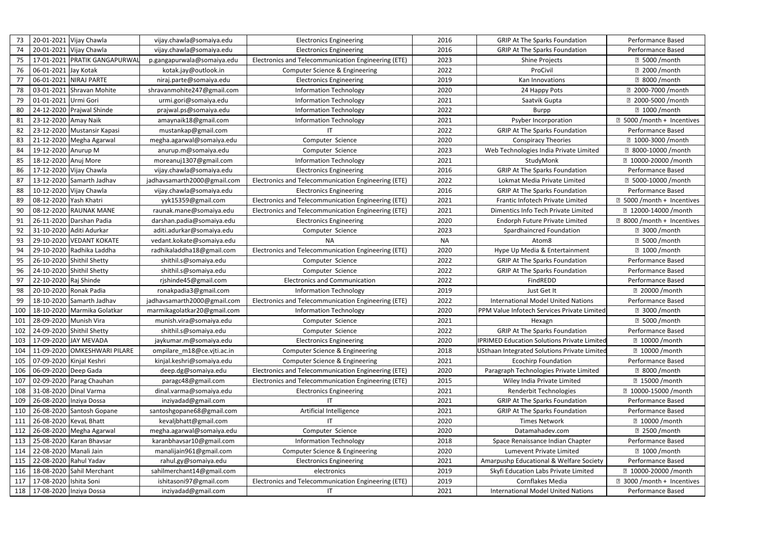| | | | | | | | |
|---|---|---|---|---|---|---|---|
| 73 | 20-01-2021 | Vijay Chawla | vijay.chawla@somaiya.edu | Electronics Engineering | 2016 | GRIP At The Sparks Foundation | Performance Based |
| 74 | 20-01-2021 | Vijay Chawla | vijay.chawla@somaiya.edu | Electronics Engineering | 2016 | GRIP At The Sparks Foundation | Performance Based |
| 75 | 17-01-2021 | PRATIK GANGAPURWAL | p.gangapurwala@somaiya.edu | Electronics and Telecommunication Engineering (ETE) | 2023 | Shine Projects | ₹ 5000 /month |
| 76 | 06-01-2021 | Jay Kotak | kotak.jay@outlook.in | Computer Science & Engineering | 2022 | ProCivil | ₹ 2000 /month |
| 77 | 06-01-2021 | NIRAJ PARTE | niraj.parte@somaiya.edu | Electronics Engineering | 2019 | Kan Innovations | ₹ 8000 /month |
| 78 | 03-01-2021 | Shravan Mohite | shravanmohite247@gmail.com | Information Technology | 2020 | 24 Happy Pots | ₹ 2000-7000 /month |
| 79 | 01-01-2021 | Urmi Gori | urmi.gori@somaiya.edu | Information Technology | 2021 | Saatvik Gupta | ₹ 2000-5000 /month |
| 80 | 24-12-2020 | Prajwal Shinde | prajwal.ps@somaiya.edu | Information Technology | 2022 | Burpp | ₹ 1000 /month |
| 81 | 23-12-2020 | Amay Naik | amaynaik18@gmail.com | Information Technology | 2021 | Psyber Incorporation | ₹ 5000 /month + Incentives |
| 82 | 23-12-2020 | Mustansir Kapasi | mustankap@gmail.com | IT | 2022 | GRIP At The Sparks Foundation | Performance Based |
| 83 | 21-12-2020 | Megha Agarwal | megha.agarwal@somaiya.edu | Computer Science | 2020 | Conspiracy Theories | ₹ 1000-3000 /month |
| 84 | 19-12-2020 | Anurup M | anurup.m@somaiya.edu | Computer Science | 2023 | Web Technologies India Private Limited | ₹ 8000-10000 /month |
| 85 | 18-12-2020 | Anuj More | moreanuj1307@gmail.com | Information Technology | 2021 | StudyMonk | ₹ 10000-20000 /month |
| 86 | 17-12-2020 | Vijay Chawla | vijay.chawla@somaiya.edu | Electronics Engineering | 2016 | GRIP At The Sparks Foundation | Performance Based |
| 87 | 13-12-2020 | Samarth Jadhav | jadhavsamarth2000@gmail.com | Electronics and Telecommunication Engineering (ETE) | 2022 | Lokmat Media Private Limited | ₹ 5000-10000 /month |
| 88 | 10-12-2020 | Vijay Chawla | vijay.chawla@somaiya.edu | Electronics Engineering | 2016 | GRIP At The Sparks Foundation | Performance Based |
| 89 | 08-12-2020 | Yash Khatri | yyk15359@gmail.com | Electronics and Telecommunication Engineering (ETE) | 2021 | Frantic Infotech Private Limited | ₹ 5000 /month + Incentives |
| 90 | 08-12-2020 | RAUNAK MANE | raunak.mane@somaiya.edu | Electronics and Telecommunication Engineering (ETE) | 2021 | Dimentics Info Tech Private Limited | ₹ 12000-14000 /month |
| 91 | 26-11-2020 | Darshan Padia | darshan.padia@somaiya.edu | Electronics Engineering | 2020 | Endorph Future Private Limited | ₹ 8000 /month + Incentives |
| 92 | 31-10-2020 | Aditi Adurkar | aditi.adurkar@somaiya.edu | Computer Science | 2023 | Spardhaincred Foundation | ₹ 3000 /month |
| 93 | 29-10-2020 | VEDANT KOKATE | vedant.kokate@somaiya.edu | NA | NA | Atom8 | ₹ 5000 /month |
| 94 | 29-10-2020 | Radhika Laddha | radhikaladdha18@gmail.com | Electronics and Telecommunication Engineering (ETE) | 2020 | Hype Up Media & Entertainment | ₹ 1000 /month |
| 95 | 26-10-2020 | Shithil Shetty | shithil.s@somaiya.edu | Computer Science | 2022 | GRIP At The Sparks Foundation | Performance Based |
| 96 | 24-10-2020 | Shithil Shetty | shithil.s@somaiya.edu | Computer Science | 2022 | GRIP At The Sparks Foundation | Performance Based |
| 97 | 22-10-2020 | Raj Shinde | rjshinde45@gmail.com | Electronics and Communication | 2022 | FindREDD | Performance Based |
| 98 | 20-10-2020 | Ronak Padia | ronakpadia3@gmail.com | Information Technology | 2019 | Just Get It | ₹ 20000 /month |
| 99 | 18-10-2020 | Samarth Jadhav | jadhavsamarth2000@gmail.com | Electronics and Telecommunication Engineering (ETE) | 2022 | International Model United Nations | Performance Based |
| 100 | 18-10-2020 | Marmika Golatkar | marmikagolatkar20@gmail.com | Information Technology | 2020 | PPM Value Infotech Services Private Limited | ₹ 3000 /month |
| 101 | 28-09-2020 | Munish Vira | munish.vira@somaiya.edu | Computer Science | 2021 | Hexagn | ₹ 5000 /month |
| 102 | 24-09-2020 | Shithil Shetty | shithil.s@somaiya.edu | Computer Science | 2022 | GRIP At The Sparks Foundation | Performance Based |
| 103 | 17-09-2020 | JAY MEVADA | jaykumar.m@somaiya.edu | Electronics Engineering | 2020 | IPRIMED Education Solutions Private Limited | ₹ 10000 /month |
| 104 | 11-09-2020 | OMKESHWARI PILARE | ompilare_m18@ce.vjti.ac.in | Computer Science & Engineering | 2018 | USthaan Integrated Solutions Private Limited | ₹ 10000 /month |
| 105 | 07-09-2020 | Kinjal Keshri | kinjal.keshri@somaiya.edu | Computer Science & Engineering | 2021 | Ecochirp Foundation | Performance Based |
| 106 | 06-09-2020 | Deep Gada | deep.dg@somaiya.edu | Electronics and Telecommunication Engineering (ETE) | 2020 | Paragraph Technologies Private Limited | ₹ 8000 /month |
| 107 | 02-09-2020 | Parag Chauhan | paragc48@gmail.com | Electronics and Telecommunication Engineering (ETE) | 2015 | Wiley India Private Limited | ₹ 15000 /month |
| 108 | 31-08-2020 | Dinal Varma | dinal.varma@somaiya.edu | Electronics Engineering | 2021 | Renderbit Technologies | ₹ 10000-15000 /month |
| 109 | 26-08-2020 | Inziya Dossa | inziyadad@gmail.com | IT | 2021 | GRIP At The Sparks Foundation | Performance Based |
| 110 | 26-08-2020 | Santosh Gopane | santoshgopane68@gmail.com | Artificial Intelligence | 2021 | GRIP At The Sparks Foundation | Performance Based |
| 111 | 26-08-2020 | KevaL Bhatt | kevaljbhatt@gmail.com | IT | 2020 | Times Network | ₹ 10000 /month |
| 112 | 26-08-2020 | Megha Agarwal | megha.agarwal@somaiya.edu | Computer Science | 2020 | Datamahadev.com | ₹ 2500 /month |
| 113 | 25-08-2020 | Karan Bhavsar | karanbhavsar10@gmail.com | Information Technology | 2018 | Space Renaissance Indian Chapter | Performance Based |
| 114 | 22-08-2020 | Manali Jain | manalijain961@gmail.com | Computer Science & Engineering | 2020 | Lumevent Private Limited | ₹ 1000 /month |
| 115 | 22-08-2020 | Rahul Yadav | rahul.gy@somaiya.edu | Electronics Engineering | 2021 | Amarpushp Educational & Welfare Society | Performance Based |
| 116 | 18-08-2020 | Sahil Merchant | sahilmerchant14@gmail.com | electronics | 2019 | Skyfi Education Labs Private Limited | ₹ 10000-20000 /month |
| 117 | 17-08-2020 | Ishita Soni | ishitasoni97@gmail.com | Electronics and Telecommunication Engineering (ETE) | 2019 | Cornflakes Media | ₹ 3000 /month + Incentives |
| 118 | 17-08-2020 | Inziya Dossa | inziyadad@gmail.com | IT | 2021 | International Model United Nations | Performance Based |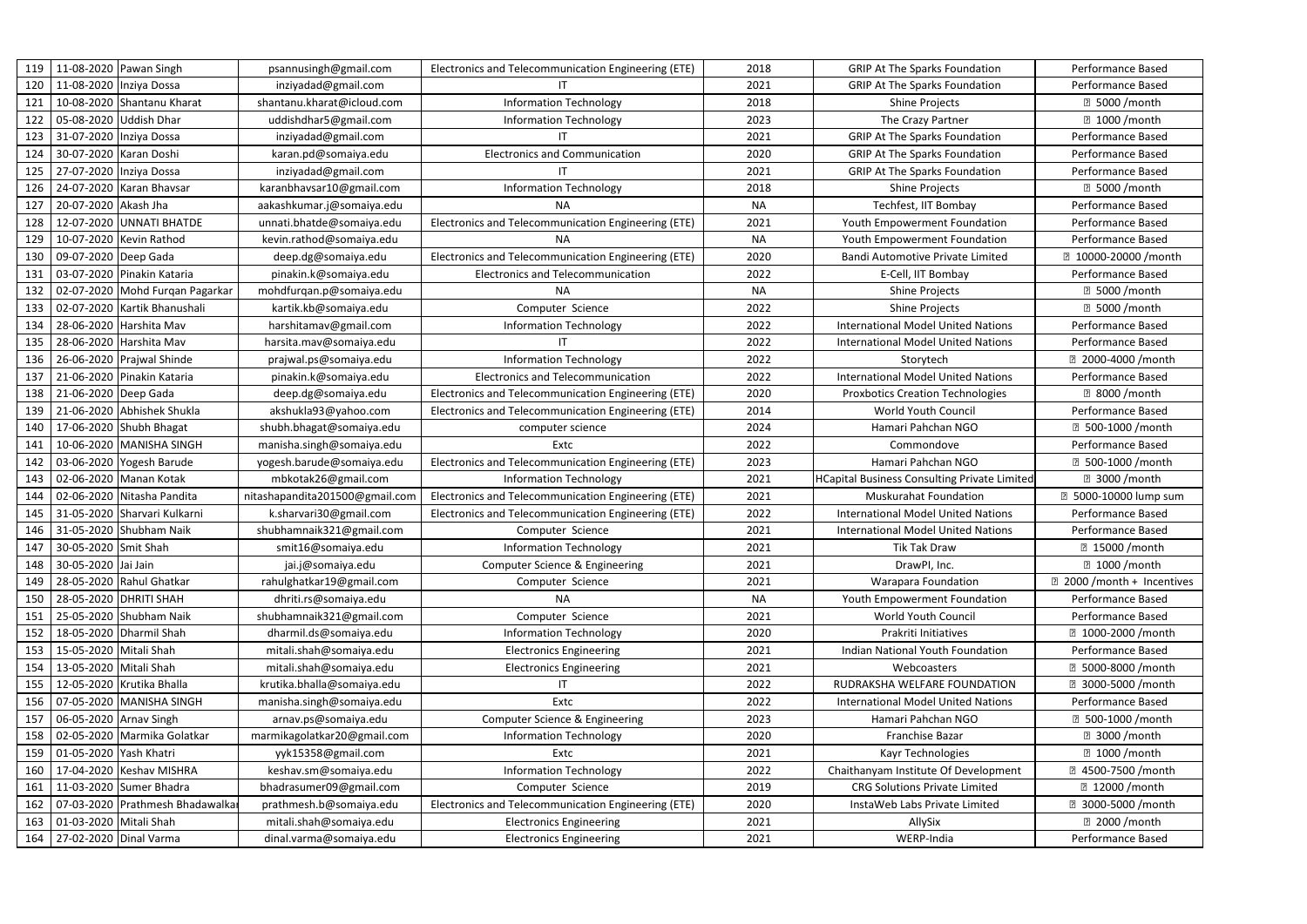| | | | | | | | |
|---|---|---|---|---|---|---|---|
| 119 | 11-08-2020 | Pawan Singh | psannusingh@gmail.com | Electronics and Telecommunication Engineering (ETE) | 2018 | GRIP At The Sparks Foundation | Performance Based |
| 120 | 11-08-2020 | Inziya Dossa | inziyadad@gmail.com | IT | 2021 | GRIP At The Sparks Foundation | Performance Based |
| 121 | 10-08-2020 | Shantanu Kharat | shantanu.kharat@icloud.com | Information Technology | 2018 | Shine Projects | ₹ 5000 /month |
| 122 | 05-08-2020 | Uddish Dhar | uddishdhar5@gmail.com | Information Technology | 2023 | The Crazy Partner | ₹ 1000 /month |
| 123 | 31-07-2020 | Inziya Dossa | inziyadad@gmail.com | IT | 2021 | GRIP At The Sparks Foundation | Performance Based |
| 124 | 30-07-2020 | Karan Doshi | karan.pd@somaiya.edu | Electronics and Communication | 2020 | GRIP At The Sparks Foundation | Performance Based |
| 125 | 27-07-2020 | Inziya Dossa | inziyadad@gmail.com | IT | 2021 | GRIP At The Sparks Foundation | Performance Based |
| 126 | 24-07-2020 | Karan Bhavsar | karanbhavsar10@gmail.com | Information Technology | 2018 | Shine Projects | ₹ 5000 /month |
| 127 | 20-07-2020 | Akash Jha | aakashkumar.j@somaiya.edu | NA | NA | Techfest, IIT Bombay | Performance Based |
| 128 | 12-07-2020 | UNNATI BHATDE | unnati.bhatde@somaiya.edu | Electronics and Telecommunication Engineering (ETE) | 2021 | Youth Empowerment Foundation | Performance Based |
| 129 | 10-07-2020 | Kevin Rathod | kevin.rathod@somaiya.edu | NA | NA | Youth Empowerment Foundation | Performance Based |
| 130 | 09-07-2020 | Deep Gada | deep.dg@somaiya.edu | Electronics and Telecommunication Engineering (ETE) | 2020 | Bandi Automotive Private Limited | ₹ 10000-20000 /month |
| 131 | 03-07-2020 | Pinakin Kataria | pinakin.k@somaiya.edu | Electronics and Telecommunication | 2022 | E-Cell, IIT Bombay | Performance Based |
| 132 | 02-07-2020 | Mohd Furqan Pagarkar | mohdfurqan.p@somaiya.edu | NA | NA | Shine Projects | ₹ 5000 /month |
| 133 | 02-07-2020 | Kartik Bhanushali | kartik.kb@somaiya.edu | Computer Science | 2022 | Shine Projects | ₹ 5000 /month |
| 134 | 28-06-2020 | Harshita Mav | harshitamav@gmail.com | Information Technology | 2022 | International Model United Nations | Performance Based |
| 135 | 28-06-2020 | Harshita Mav | harsita.mav@somaiya.edu | IT | 2022 | International Model United Nations | Performance Based |
| 136 | 26-06-2020 | Prajwal Shinde | prajwal.ps@somaiya.edu | Information Technology | 2022 | Storytech | ₹ 2000-4000 /month |
| 137 | 21-06-2020 | Pinakin Kataria | pinakin.k@somaiya.edu | Electronics and Telecommunication | 2022 | International Model United Nations | Performance Based |
| 138 | 21-06-2020 | Deep Gada | deep.dg@somaiya.edu | Electronics and Telecommunication Engineering (ETE) | 2020 | Proxbotics Creation Technologies | ₹ 8000 /month |
| 139 | 21-06-2020 | Abhishek Shukla | akshukla93@yahoo.com | Electronics and Telecommunication Engineering (ETE) | 2014 | World Youth Council | Performance Based |
| 140 | 17-06-2020 | Shubh Bhagat | shubh.bhagat@somaiya.edu | computer science | 2024 | Hamari Pahchan NGO | ₹ 500-1000 /month |
| 141 | 10-06-2020 | MANISHA SINGH | manisha.singh@somaiya.edu | Extc | 2022 | Commondove | Performance Based |
| 142 | 03-06-2020 | Yogesh Barude | yogesh.barude@somaiya.edu | Electronics and Telecommunication Engineering (ETE) | 2023 | Hamari Pahchan NGO | ₹ 500-1000 /month |
| 143 | 02-06-2020 | Manan Kotak | mbkotak26@gmail.com | Information Technology | 2021 | HCapital Business Consulting Private Limited | ₹ 3000 /month |
| 144 | 02-06-2020 | Nitasha Pandita | nitashapandita201500@gmail.com | Electronics and Telecommunication Engineering (ETE) | 2021 | Muskurahat Foundation | ₹ 5000-10000 lump sum |
| 145 | 31-05-2020 | Sharvari Kulkarni | k.sharvari30@gmail.com | Electronics and Telecommunication Engineering (ETE) | 2022 | International Model United Nations | Performance Based |
| 146 | 31-05-2020 | Shubham Naik | shubhamnaik321@gmail.com | Computer Science | 2021 | International Model United Nations | Performance Based |
| 147 | 30-05-2020 | Smit Shah | smit16@somaiya.edu | Information Technology | 2021 | Tik Tak Draw | ₹ 15000 /month |
| 148 | 30-05-2020 | Jai Jain | jai.j@somaiya.edu | Computer Science & Engineering | 2021 | DrawPI, Inc. | ₹ 1000 /month |
| 149 | 28-05-2020 | Rahul Ghatkar | rahulghatkar19@gmail.com | Computer Science | 2021 | Warapara Foundation | ₹ 2000 /month + Incentives |
| 150 | 28-05-2020 | DHRITI SHAH | dhriti.rs@somaiya.edu | NA | NA | Youth Empowerment Foundation | Performance Based |
| 151 | 25-05-2020 | Shubham Naik | shubhamnaik321@gmail.com | Computer Science | 2021 | World Youth Council | Performance Based |
| 152 | 18-05-2020 | Dharmil Shah | dharmil.ds@somaiya.edu | Information Technology | 2020 | Prakriti Initiatives | ₹ 1000-2000 /month |
| 153 | 15-05-2020 | Mitali Shah | mitali.shah@somaiya.edu | Electronics Engineering | 2021 | Indian National Youth Foundation | Performance Based |
| 154 | 13-05-2020 | Mitali Shah | mitali.shah@somaiya.edu | Electronics Engineering | 2021 | Webcoasters | ₹ 5000-8000 /month |
| 155 | 12-05-2020 | Krutika Bhalla | krutika.bhalla@somaiya.edu | IT | 2022 | RUDRAKSHA WELFARE FOUNDATION | ₹ 3000-5000 /month |
| 156 | 07-05-2020 | MANISHA SINGH | manisha.singh@somaiya.edu | Extc | 2022 | International Model United Nations | Performance Based |
| 157 | 06-05-2020 | Arnav Singh | arnav.ps@somaiya.edu | Computer Science & Engineering | 2023 | Hamari Pahchan NGO | ₹ 500-1000 /month |
| 158 | 02-05-2020 | Marmika Golatkar | marmikagolatkar20@gmail.com | Information Technology | 2020 | Franchise Bazar | ₹ 3000 /month |
| 159 | 01-05-2020 | Yash Khatri | yyk15358@gmail.com | Extc | 2021 | Kayr Technologies | ₹ 1000 /month |
| 160 | 17-04-2020 | Keshav MISHRA | keshav.sm@somaiya.edu | Information Technology | 2022 | Chaithanyam Institute Of Development | ₹ 4500-7500 /month |
| 161 | 11-03-2020 | Sumer Bhadra | bhadrasumer09@gmail.com | Computer Science | 2019 | CRG Solutions Private Limited | ₹ 12000 /month |
| 162 | 07-03-2020 | Prathmesh Bhadawalkar | prathmesh.b@somaiya.edu | Electronics and Telecommunication Engineering (ETE) | 2020 | InstaWeb Labs Private Limited | ₹ 3000-5000 /month |
| 163 | 01-03-2020 | Mitali Shah | mitali.shah@somaiya.edu | Electronics Engineering | 2021 | AllySix | ₹ 2000 /month |
| 164 | 27-02-2020 | Dinal Varma | dinal.varma@somaiya.edu | Electronics Engineering | 2021 | WERP-India | Performance Based |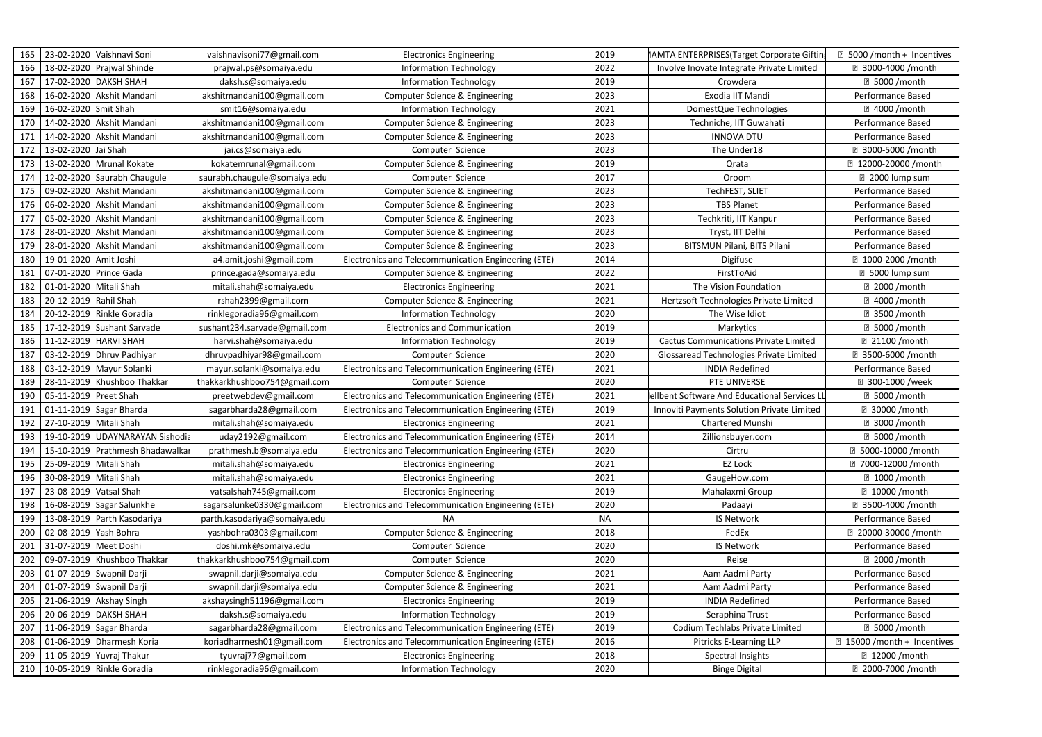| 165 | 23-02-2020 | Vaishnavi Soni | vaishnavisoni77@gmail.com | Electronics Engineering | 2019 | MAMTA ENTERPRISES(Target Corporate Giftin | ₹ 5000 /month + Incentives |
|---|---|---|---|---|---|---|---|
| 166 | 18-02-2020 | Prajwal Shinde | prajwal.ps@somaiya.edu | Information Technology | 2022 | Involve Inovate Integrate Private Limited | ₹ 3000-4000 /month |
| 167 | 17-02-2020 | DAKSH SHAH | daksh.s@somaiya.edu | Information Technology | 2019 | Crowdera | ₹ 5000 /month |
| 168 | 16-02-2020 | Akshit Mandani | akshitmandani100@gmail.com | Computer Science & Engineering | 2023 | Exodia IIT Mandi | Performance Based |
| 169 | 16-02-2020 | Smit Shah | smit16@somaiya.edu | Information Technology | 2021 | DomestQue Technologies | ₹ 4000 /month |
| 170 | 14-02-2020 | Akshit Mandani | akshitmandani100@gmail.com | Computer Science & Engineering | 2023 | Techniche, IIT Guwahati | Performance Based |
| 171 | 14-02-2020 | Akshit Mandani | akshitmandani100@gmail.com | Computer Science & Engineering | 2023 | INNOVA DTU | Performance Based |
| 172 | 13-02-2020 | Jai Shah | jai.cs@somaiya.edu | Computer Science | 2023 | The Under18 | ₹ 3000-5000 /month |
| 173 | 13-02-2020 | Mrunal Kokate | kokatemrunal@gmail.com | Computer Science & Engineering | 2019 | Qrata | ₹ 12000-20000 /month |
| 174 | 12-02-2020 | Saurabh Chaugule | saurabh.chaugule@somaiya.edu | Computer Science | 2017 | Oroom | ₹ 2000 lump sum |
| 175 | 09-02-2020 | Akshit Mandani | akshitmandani100@gmail.com | Computer Science & Engineering | 2023 | TechFEST, SLIET | Performance Based |
| 176 | 06-02-2020 | Akshit Mandani | akshitmandani100@gmail.com | Computer Science & Engineering | 2023 | TBS Planet | Performance Based |
| 177 | 05-02-2020 | Akshit Mandani | akshitmandani100@gmail.com | Computer Science & Engineering | 2023 | Techkriti, IIT Kanpur | Performance Based |
| 178 | 28-01-2020 | Akshit Mandani | akshitmandani100@gmail.com | Computer Science & Engineering | 2023 | Tryst, IIT Delhi | Performance Based |
| 179 | 28-01-2020 | Akshit Mandani | akshitmandani100@gmail.com | Computer Science & Engineering | 2023 | BITSMUN Pilani, BITS Pilani | Performance Based |
| 180 | 19-01-2020 | Amit Joshi | a4.amit.joshi@gmail.com | Electronics and Telecommunication Engineering (ETE) | 2014 | Digifuse | ₹ 1000-2000 /month |
| 181 | 07-01-2020 | Prince Gada | prince.gada@somaiya.edu | Computer Science & Engineering | 2022 | FirstToAid | ₹ 5000 lump sum |
| 182 | 01-01-2020 | Mitali Shah | mitali.shah@somaiya.edu | Electronics Engineering | 2021 | The Vision Foundation | ₹ 2000 /month |
| 183 | 20-12-2019 | Rahil Shah | rshah2399@gmail.com | Computer Science & Engineering | 2021 | Hertzsoft Technologies Private Limited | ₹ 4000 /month |
| 184 | 20-12-2019 | Rinkle Goradia | rinklegoradia96@gmail.com | Information Technology | 2020 | The Wise Idiot | ₹ 3500 /month |
| 185 | 17-12-2019 | Sushant Sarvade | sushant234.sarvade@gmail.com | Electronics and Communication | 2019 | Markytics | ₹ 5000 /month |
| 186 | 11-12-2019 | HARVI SHAH | harvi.shah@somaiya.edu | Information Technology | 2019 | Cactus Communications Private Limited | ₹ 21100 /month |
| 187 | 03-12-2019 | Dhruv Padhiyar | dhruvpadhiyar98@gmail.com | Computer Science | 2020 | Glossaread Technologies Private Limited | ₹ 3500-6000 /month |
| 188 | 03-12-2019 | Mayur Solanki | mayur.solanki@somaiya.edu | Electronics and Telecommunication Engineering (ETE) | 2021 | INDIA Redefined | Performance Based |
| 189 | 28-11-2019 | Khushboo Thakkar | thakkarkhushboo754@gmail.com | Computer Science | 2020 | PTE UNIVERSE | ₹ 300-1000 /week |
| 190 | 05-11-2019 | Preet Shah | preetwebdev@gmail.com | Electronics and Telecommunication Engineering (ETE) | 2021 | ellbent Software And Educational Services LL | ₹ 5000 /month |
| 191 | 01-11-2019 | Sagar Bharda | sagarbharda28@gmail.com | Electronics and Telecommunication Engineering (ETE) | 2019 | Innoviti Payments Solution Private Limited | ₹ 30000 /month |
| 192 | 27-10-2019 | Mitali Shah | mitali.shah@somaiya.edu | Electronics Engineering | 2021 | Chartered Munshi | ₹ 3000 /month |
| 193 | 19-10-2019 | UDAYNARAYAN Sishodia | uday2192@gmail.com | Electronics and Telecommunication Engineering (ETE) | 2014 | Zillionsbuyer.com | ₹ 5000 /month |
| 194 | 15-10-2019 | Prathmesh Bhadawalkar | prathmesh.b@somaiya.edu | Electronics and Telecommunication Engineering (ETE) | 2020 | Cirtru | ₹ 5000-10000 /month |
| 195 | 25-09-2019 | Mitali Shah | mitali.shah@somaiya.edu | Electronics Engineering | 2021 | EZ Lock | ₹ 7000-12000 /month |
| 196 | 30-08-2019 | Mitali Shah | mitali.shah@somaiya.edu | Electronics Engineering | 2021 | GaugeHow.com | ₹ 1000 /month |
| 197 | 23-08-2019 | Vatsal Shah | vatsalshah745@gmail.com | Electronics Engineering | 2019 | Mahalaxmi Group | ₹ 10000 /month |
| 198 | 16-08-2019 | Sagar Salunkhe | sagarsalunke0330@gmail.com | Electronics and Telecommunication Engineering (ETE) | 2020 | Padaayi | ₹ 3500-4000 /month |
| 199 | 13-08-2019 | Parth Kasodariya | parth.kasodariya@somaiya.edu | NA | NA | IS Network | Performance Based |
| 200 | 02-08-2019 | Yash Bohra | yashbohra0303@gmail.com | Computer Science & Engineering | 2018 | FedEx | ₹ 20000-30000 /month |
| 201 | 31-07-2019 | Meet Doshi | doshi.mk@somaiya.edu | Computer Science | 2020 | IS Network | Performance Based |
| 202 | 09-07-2019 | Khushboo Thakkar | thakkarkhushboo754@gmail.com | Computer Science | 2020 | Reise | ₹ 2000 /month |
| 203 | 01-07-2019 | Swapnil Darji | swapnil.darji@somaiya.edu | Computer Science & Engineering | 2021 | Aam Aadmi Party | Performance Based |
| 204 | 01-07-2019 | Swapnil Darji | swapnil.darji@somaiya.edu | Computer Science & Engineering | 2021 | Aam Aadmi Party | Performance Based |
| 205 | 21-06-2019 | Akshay Singh | akshaysingh51196@gmail.com | Electronics Engineering | 2019 | INDIA Redefined | Performance Based |
| 206 | 20-06-2019 | DAKSH SHAH | daksh.s@somaiya.edu | Information Technology | 2019 | Seraphina Trust | Performance Based |
| 207 | 11-06-2019 | Sagar Bharda | sagarbharda28@gmail.com | Electronics and Telecommunication Engineering (ETE) | 2019 | Codium Techlabs Private Limited | ₹ 5000 /month |
| 208 | 01-06-2019 | Dharmesh Koria | koriadharmesh01@gmail.com | Electronics and Telecommunication Engineering (ETE) | 2016 | Pitricks E-Learning LLP | ₹ 15000 /month + Incentives |
| 209 | 11-05-2019 | Yuvraj Thakur | tyuvraj77@gmail.com | Electronics Engineering | 2018 | Spectral Insights | ₹ 12000 /month |
| 210 | 10-05-2019 | Rinkle Goradia | rinklegoradia96@gmail.com | Information Technology | 2020 | Binge Digital | ₹ 2000-7000 /month |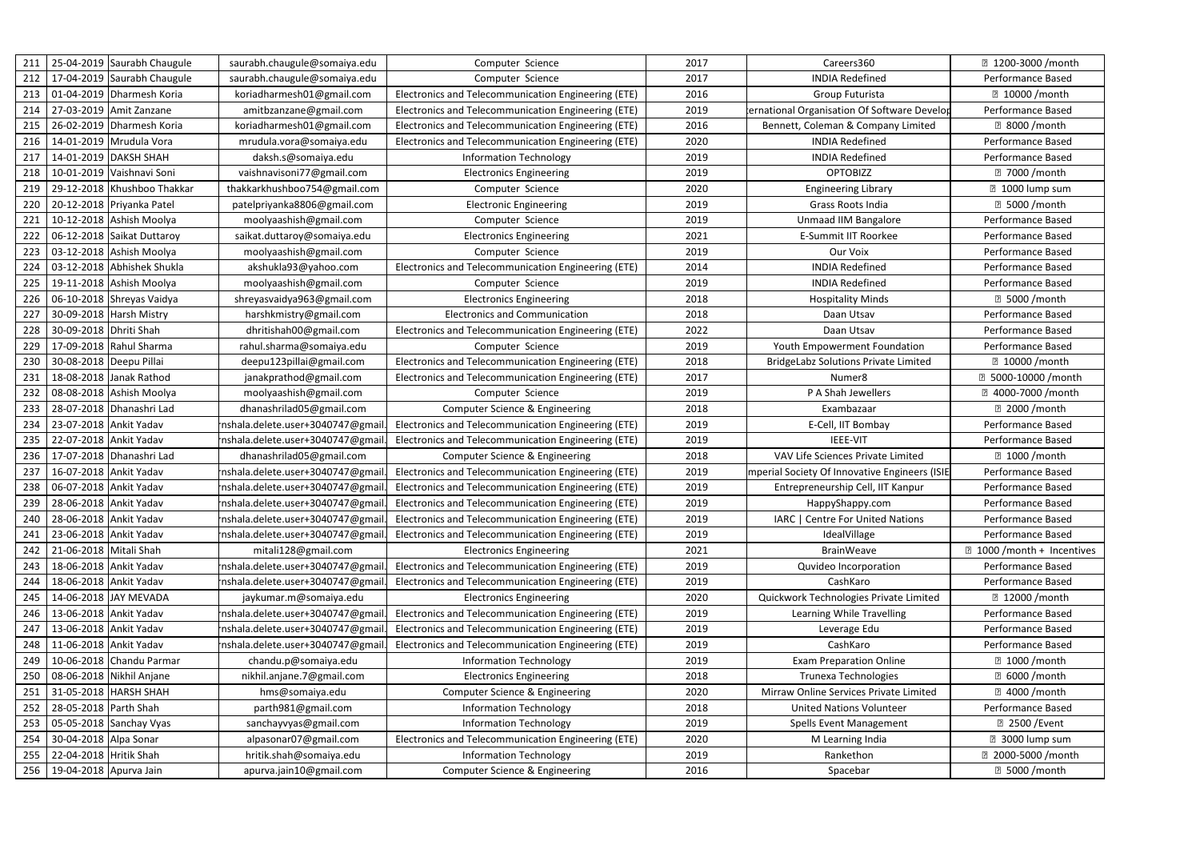| | | | | | | | |
|---|---|---|---|---|---|---|---|
| 211 | 25-04-2019 | Saurabh Chaugule | saurabh.chaugule@somaiya.edu | Computer Science | 2017 | Careers360 | ₹ 1200-3000 /month |
| 212 | 17-04-2019 | Saurabh Chaugule | saurabh.chaugule@somaiya.edu | Computer Science | 2017 | INDIA Redefined | Performance Based |
| 213 | 01-04-2019 | Dharmesh Koria | koriadharmesh01@gmail.com | Electronics and Telecommunication Engineering (ETE) | 2016 | Group Futurista | ₹ 10000 /month |
| 214 | 27-03-2019 | Amit Zanzane | amitbzanzane@gmail.com | Electronics and Telecommunication Engineering (ETE) | 2019 | ernational Organisation Of Software Develop | Performance Based |
| 215 | 26-02-2019 | Dharmesh Koria | koriadharmesh01@gmail.com | Electronics and Telecommunication Engineering (ETE) | 2016 | Bennett, Coleman & Company Limited | ₹ 8000 /month |
| 216 | 14-01-2019 | Mrudula Vora | mrudula.vora@somaiya.edu | Electronics and Telecommunication Engineering (ETE) | 2020 | INDIA Redefined | Performance Based |
| 217 | 14-01-2019 | DAKSH SHAH | daksh.s@somaiya.edu | Information Technology | 2019 | INDIA Redefined | Performance Based |
| 218 | 10-01-2019 | Vaishnavi Soni | vaishnavisoni77@gmail.com | Electronics Engineering | 2019 | OPTOBIZZ | ₹ 7000 /month |
| 219 | 29-12-2018 | Khushboo Thakkar | thakkarkhushboo754@gmail.com | Computer Science | 2020 | Engineering Library | ₹ 1000 lump sum |
| 220 | 20-12-2018 | Priyanka Patel | patelpriyanka8806@gmail.com | Electronic Engineering | 2019 | Grass Roots India | ₹ 5000 /month |
| 221 | 10-12-2018 | Ashish Moolya | moolyaashish@gmail.com | Computer Science | 2019 | Unmaad IIM Bangalore | Performance Based |
| 222 | 06-12-2018 | Saikat Duttaroy | saikat.duttaroy@somaiya.edu | Electronics Engineering | 2021 | E-Summit IIT Roorkee | Performance Based |
| 223 | 03-12-2018 | Ashish Moolya | moolyaashish@gmail.com | Computer Science | 2019 | Our Voix | Performance Based |
| 224 | 03-12-2018 | Abhishek Shukla | akshukla93@yahoo.com | Electronics and Telecommunication Engineering (ETE) | 2014 | INDIA Redefined | Performance Based |
| 225 | 19-11-2018 | Ashish Moolya | moolyaashish@gmail.com | Computer Science | 2019 | INDIA Redefined | Performance Based |
| 226 | 06-10-2018 | Shreyas Vaidya | shreyasvaidya963@gmail.com | Electronics Engineering | 2018 | Hospitality Minds | ₹ 5000 /month |
| 227 | 30-09-2018 | Harsh Mistry | harshkmistry@gmail.com | Electronics and Communication | 2018 | Daan Utsav | Performance Based |
| 228 | 30-09-2018 | Dhriti Shah | dhritishah00@gmail.com | Electronics and Telecommunication Engineering (ETE) | 2022 | Daan Utsav | Performance Based |
| 229 | 17-09-2018 | Rahul Sharma | rahul.sharma@somaiya.edu | Computer Science | 2019 | Youth Empowerment Foundation | Performance Based |
| 230 | 30-08-2018 | Deepu Pillai | deepu123pillai@gmail.com | Electronics and Telecommunication Engineering (ETE) | 2018 | BridgeLabz Solutions Private Limited | ₹ 10000 /month |
| 231 | 18-08-2018 | Janak Rathod | janakprathod@gmail.com | Electronics and Telecommunication Engineering (ETE) | 2017 | Numer8 | ₹ 5000-10000 /month |
| 232 | 08-08-2018 | Ashish Moolya | moolyaashish@gmail.com | Computer Science | 2019 | P A Shah Jewellers | ₹ 4000-7000 /month |
| 233 | 28-07-2018 | Dhanashri Lad | dhanashrilad05@gmail.com | Computer Science & Engineering | 2018 | Exambazaar | ₹ 2000 /month |
| 234 | 23-07-2018 | Ankit Yadav | nshala.delete.user+3040747@gmail. | Electronics and Telecommunication Engineering (ETE) | 2019 | E-Cell, IIT Bombay | Performance Based |
| 235 | 22-07-2018 | Ankit Yadav | nshala.delete.user+3040747@gmail. | Electronics and Telecommunication Engineering (ETE) | 2019 | IEEE-VIT | Performance Based |
| 236 | 17-07-2018 | Dhanashri Lad | dhanashrilad05@gmail.com | Computer Science & Engineering | 2018 | VAV Life Sciences Private Limited | ₹ 1000 /month |
| 237 | 16-07-2018 | Ankit Yadav | nshala.delete.user+3040747@gmail. | Electronics and Telecommunication Engineering (ETE) | 2019 | mperial Society Of Innovative Engineers (ISIE | Performance Based |
| 238 | 06-07-2018 | Ankit Yadav | nshala.delete.user+3040747@gmail. | Electronics and Telecommunication Engineering (ETE) | 2019 | Entrepreneurship Cell, IIT Kanpur | Performance Based |
| 239 | 28-06-2018 | Ankit Yadav | nshala.delete.user+3040747@gmail. | Electronics and Telecommunication Engineering (ETE) | 2019 | HappyShappy.com | Performance Based |
| 240 | 28-06-2018 | Ankit Yadav | nshala.delete.user+3040747@gmail. | Electronics and Telecommunication Engineering (ETE) | 2019 | IARC \| Centre For United Nations | Performance Based |
| 241 | 23-06-2018 | Ankit Yadav | nshala.delete.user+3040747@gmail. | Electronics and Telecommunication Engineering (ETE) | 2019 | IdealVillage | Performance Based |
| 242 | 21-06-2018 | Mitali Shah | mitali128@gmail.com | Electronics Engineering | 2021 | BrainWeave | ₹ 1000 /month + Incentives |
| 243 | 18-06-2018 | Ankit Yadav | nshala.delete.user+3040747@gmail. | Electronics and Telecommunication Engineering (ETE) | 2019 | Quvideo Incorporation | Performance Based |
| 244 | 18-06-2018 | Ankit Yadav | nshala.delete.user+3040747@gmail. | Electronics and Telecommunication Engineering (ETE) | 2019 | CashKaro | Performance Based |
| 245 | 14-06-2018 | JAY MEVADA | jaykumar.m@somaiya.edu | Electronics Engineering | 2020 | Quickwork Technologies Private Limited | ₹ 12000 /month |
| 246 | 13-06-2018 | Ankit Yadav | nshala.delete.user+3040747@gmail. | Electronics and Telecommunication Engineering (ETE) | 2019 | Learning While Travelling | Performance Based |
| 247 | 13-06-2018 | Ankit Yadav | nshala.delete.user+3040747@gmail. | Electronics and Telecommunication Engineering (ETE) | 2019 | Leverage Edu | Performance Based |
| 248 | 11-06-2018 | Ankit Yadav | nshala.delete.user+3040747@gmail. | Electronics and Telecommunication Engineering (ETE) | 2019 | CashKaro | Performance Based |
| 249 | 10-06-2018 | Chandu Parmar | chandu.p@somaiya.edu | Information Technology | 2019 | Exam Preparation Online | ₹ 1000 /month |
| 250 | 08-06-2018 | Nikhil Anjane | nikhil.anjane.7@gmail.com | Electronics Engineering | 2018 | Trunexa Technologies | ₹ 6000 /month |
| 251 | 31-05-2018 | HARSH SHAH | hms@somaiya.edu | Computer Science & Engineering | 2020 | Mirraw Online Services Private Limited | ₹ 4000 /month |
| 252 | 28-05-2018 | Parth Shah | parth981@gmail.com | Information Technology | 2018 | United Nations Volunteer | Performance Based |
| 253 | 05-05-2018 | Sanchay Vyas | sanchayvyas@gmail.com | Information Technology | 2019 | Spells Event Management | ₹ 2500 /Event |
| 254 | 30-04-2018 | Alpa Sonar | alpasonar07@gmail.com | Electronics and Telecommunication Engineering (ETE) | 2020 | M Learning India | ₹ 3000 lump sum |
| 255 | 22-04-2018 | Hritik Shah | hritik.shah@somaiya.edu | Information Technology | 2019 | Rankethon | ₹ 2000-5000 /month |
| 256 | 19-04-2018 | Apurva Jain | apurva.jain10@gmail.com | Computer Science & Engineering | 2016 | Spacebar | ₹ 5000 /month |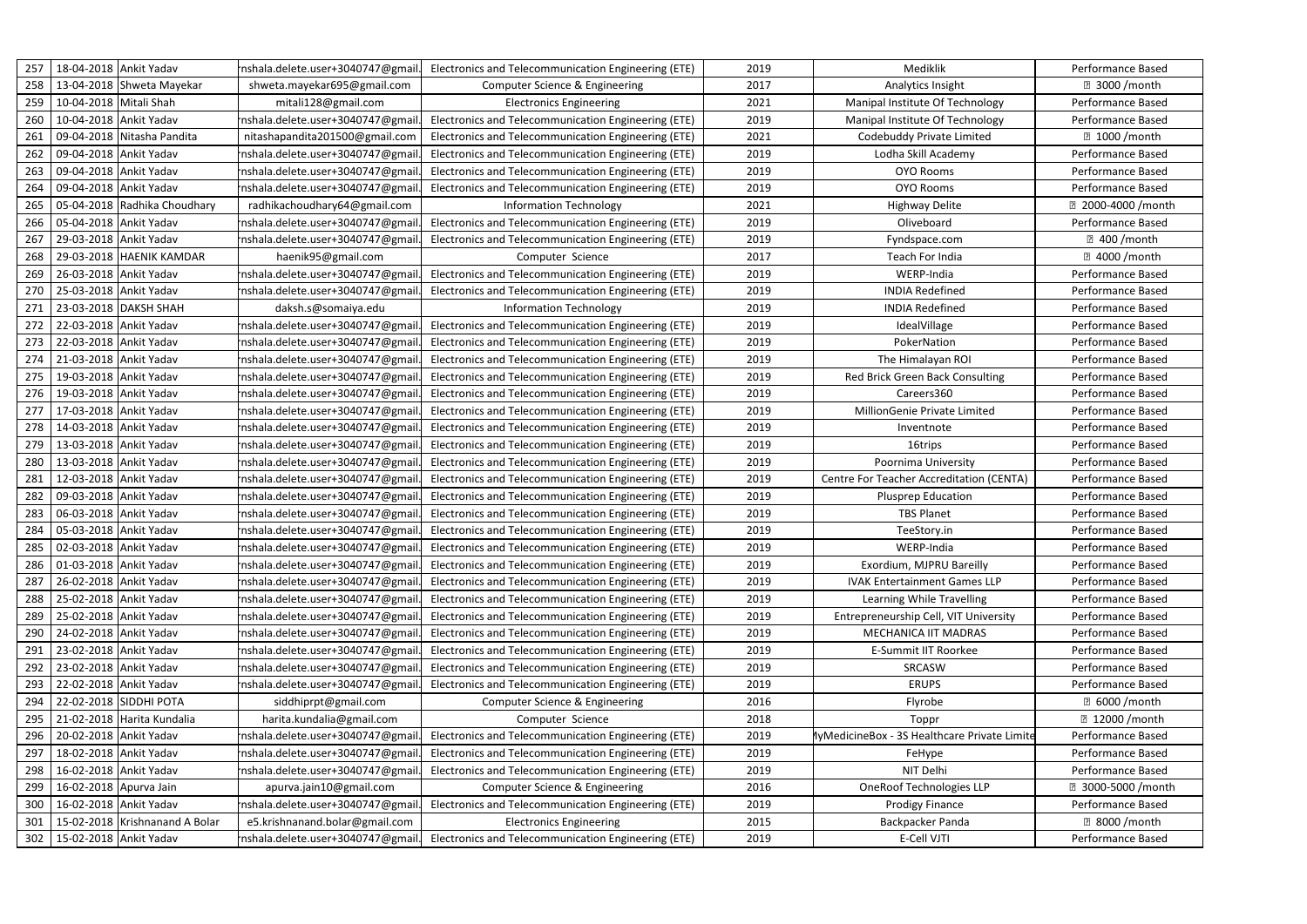| | | | | | | | |
|---|---|---|---|---|---|---|---|
| 257 | 18-04-2018 | Ankit Yadav | nshala.delete.user+3040747@gmail. | Electronics and Telecommunication Engineering (ETE) | 2019 | Mediklik | Performance Based |
| 258 | 13-04-2018 | Shweta Mayekar | shweta.mayekar695@gmail.com | Computer Science & Engineering | 2017 | Analytics Insight | ? 3000 /month |
| 259 | 10-04-2018 | Mitali Shah | mitali128@gmail.com | Electronics Engineering | 2021 | Manipal Institute Of Technology | Performance Based |
| 260 | 10-04-2018 | Ankit Yadav | nshala.delete.user+3040747@gmail. | Electronics and Telecommunication Engineering (ETE) | 2019 | Manipal Institute Of Technology | Performance Based |
| 261 | 09-04-2018 | Nitasha Pandita | nitashapandita201500@gmail.com | Electronics and Telecommunication Engineering (ETE) | 2021 | Codebuddy Private Limited | ? 1000 /month |
| 262 | 09-04-2018 | Ankit Yadav | nshala.delete.user+3040747@gmail. | Electronics and Telecommunication Engineering (ETE) | 2019 | Lodha Skill Academy | Performance Based |
| 263 | 09-04-2018 | Ankit Yadav | nshala.delete.user+3040747@gmail. | Electronics and Telecommunication Engineering (ETE) | 2019 | OYO Rooms | Performance Based |
| 264 | 09-04-2018 | Ankit Yadav | nshala.delete.user+3040747@gmail. | Electronics and Telecommunication Engineering (ETE) | 2019 | OYO Rooms | Performance Based |
| 265 | 05-04-2018 | Radhika Choudhary | radhikachoudhary64@gmail.com | Information Technology | 2021 | Highway Delite | ? 2000-4000 /month |
| 266 | 05-04-2018 | Ankit Yadav | nshala.delete.user+3040747@gmail. | Electronics and Telecommunication Engineering (ETE) | 2019 | Oliveboard | Performance Based |
| 267 | 29-03-2018 | Ankit Yadav | nshala.delete.user+3040747@gmail. | Electronics and Telecommunication Engineering (ETE) | 2019 | Fyndspace.com | ? 400 /month |
| 268 | 29-03-2018 | HAENIK KAMDAR | haenik95@gmail.com | Computer Science | 2017 | Teach For India | ? 4000 /month |
| 269 | 26-03-2018 | Ankit Yadav | nshala.delete.user+3040747@gmail. | Electronics and Telecommunication Engineering (ETE) | 2019 | WERP-India | Performance Based |
| 270 | 25-03-2018 | Ankit Yadav | nshala.delete.user+3040747@gmail. | Electronics and Telecommunication Engineering (ETE) | 2019 | INDIA Redefined | Performance Based |
| 271 | 23-03-2018 | DAKSH SHAH | daksh.s@somaiya.edu | Information Technology | 2019 | INDIA Redefined | Performance Based |
| 272 | 22-03-2018 | Ankit Yadav | nshala.delete.user+3040747@gmail. | Electronics and Telecommunication Engineering (ETE) | 2019 | IdealVillage | Performance Based |
| 273 | 22-03-2018 | Ankit Yadav | nshala.delete.user+3040747@gmail. | Electronics and Telecommunication Engineering (ETE) | 2019 | PokerNation | Performance Based |
| 274 | 21-03-2018 | Ankit Yadav | nshala.delete.user+3040747@gmail. | Electronics and Telecommunication Engineering (ETE) | 2019 | The Himalayan ROI | Performance Based |
| 275 | 19-03-2018 | Ankit Yadav | nshala.delete.user+3040747@gmail. | Electronics and Telecommunication Engineering (ETE) | 2019 | Red Brick Green Back Consulting | Performance Based |
| 276 | 19-03-2018 | Ankit Yadav | nshala.delete.user+3040747@gmail. | Electronics and Telecommunication Engineering (ETE) | 2019 | Careers360 | Performance Based |
| 277 | 17-03-2018 | Ankit Yadav | nshala.delete.user+3040747@gmail. | Electronics and Telecommunication Engineering (ETE) | 2019 | MillionGenie Private Limited | Performance Based |
| 278 | 14-03-2018 | Ankit Yadav | nshala.delete.user+3040747@gmail. | Electronics and Telecommunication Engineering (ETE) | 2019 | Inventnote | Performance Based |
| 279 | 13-03-2018 | Ankit Yadav | nshala.delete.user+3040747@gmail. | Electronics and Telecommunication Engineering (ETE) | 2019 | 16trips | Performance Based |
| 280 | 13-03-2018 | Ankit Yadav | nshala.delete.user+3040747@gmail. | Electronics and Telecommunication Engineering (ETE) | 2019 | Poornima University | Performance Based |
| 281 | 12-03-2018 | Ankit Yadav | nshala.delete.user+3040747@gmail. | Electronics and Telecommunication Engineering (ETE) | 2019 | Centre For Teacher Accreditation (CENTA) | Performance Based |
| 282 | 09-03-2018 | Ankit Yadav | nshala.delete.user+3040747@gmail. | Electronics and Telecommunication Engineering (ETE) | 2019 | Plusprep Education | Performance Based |
| 283 | 06-03-2018 | Ankit Yadav | nshala.delete.user+3040747@gmail. | Electronics and Telecommunication Engineering (ETE) | 2019 | TBS Planet | Performance Based |
| 284 | 05-03-2018 | Ankit Yadav | nshala.delete.user+3040747@gmail. | Electronics and Telecommunication Engineering (ETE) | 2019 | TeeStory.in | Performance Based |
| 285 | 02-03-2018 | Ankit Yadav | nshala.delete.user+3040747@gmail. | Electronics and Telecommunication Engineering (ETE) | 2019 | WERP-India | Performance Based |
| 286 | 01-03-2018 | Ankit Yadav | nshala.delete.user+3040747@gmail. | Electronics and Telecommunication Engineering (ETE) | 2019 | Exordium, MJPRU Bareilly | Performance Based |
| 287 | 26-02-2018 | Ankit Yadav | nshala.delete.user+3040747@gmail. | Electronics and Telecommunication Engineering (ETE) | 2019 | IVAK Entertainment Games LLP | Performance Based |
| 288 | 25-02-2018 | Ankit Yadav | nshala.delete.user+3040747@gmail. | Electronics and Telecommunication Engineering (ETE) | 2019 | Learning While Travelling | Performance Based |
| 289 | 25-02-2018 | Ankit Yadav | nshala.delete.user+3040747@gmail. | Electronics and Telecommunication Engineering (ETE) | 2019 | Entrepreneurship Cell, VIT University | Performance Based |
| 290 | 24-02-2018 | Ankit Yadav | nshala.delete.user+3040747@gmail. | Electronics and Telecommunication Engineering (ETE) | 2019 | MECHANICA IIT MADRAS | Performance Based |
| 291 | 23-02-2018 | Ankit Yadav | nshala.delete.user+3040747@gmail. | Electronics and Telecommunication Engineering (ETE) | 2019 | E-Summit IIT Roorkee | Performance Based |
| 292 | 23-02-2018 | Ankit Yadav | nshala.delete.user+3040747@gmail. | Electronics and Telecommunication Engineering (ETE) | 2019 | SRCASW | Performance Based |
| 293 | 22-02-2018 | Ankit Yadav | nshala.delete.user+3040747@gmail. | Electronics and Telecommunication Engineering (ETE) | 2019 | ERUPS | Performance Based |
| 294 | 22-02-2018 | SIDDHI POTA | siddhiprpt@gmail.com | Computer Science & Engineering | 2016 | Flyrobe | ? 6000 /month |
| 295 | 21-02-2018 | Harita Kundalia | harita.kundalia@gmail.com | Computer Science | 2018 | Toppr | ? 12000 /month |
| 296 | 20-02-2018 | Ankit Yadav | nshala.delete.user+3040747@gmail. | Electronics and Telecommunication Engineering (ETE) | 2019 | lyMedicineBox - 3S Healthcare Private Limite | Performance Based |
| 297 | 18-02-2018 | Ankit Yadav | nshala.delete.user+3040747@gmail. | Electronics and Telecommunication Engineering (ETE) | 2019 | FeHype | Performance Based |
| 298 | 16-02-2018 | Ankit Yadav | nshala.delete.user+3040747@gmail. | Electronics and Telecommunication Engineering (ETE) | 2019 | NIT Delhi | Performance Based |
| 299 | 16-02-2018 | Apurva Jain | apurva.jain10@gmail.com | Computer Science & Engineering | 2016 | OneRoof Technologies LLP | ? 3000-5000 /month |
| 300 | 16-02-2018 | Ankit Yadav | nshala.delete.user+3040747@gmail. | Electronics and Telecommunication Engineering (ETE) | 2019 | Prodigy Finance | Performance Based |
| 301 | 15-02-2018 | Krishnanand A Bolar | e5.krishnanand.bolar@gmail.com | Electronics Engineering | 2015 | Backpacker Panda | ? 8000 /month |
| 302 | 15-02-2018 | Ankit Yadav | nshala.delete.user+3040747@gmail. | Electronics and Telecommunication Engineering (ETE) | 2019 | E-Cell VJTI | Performance Based |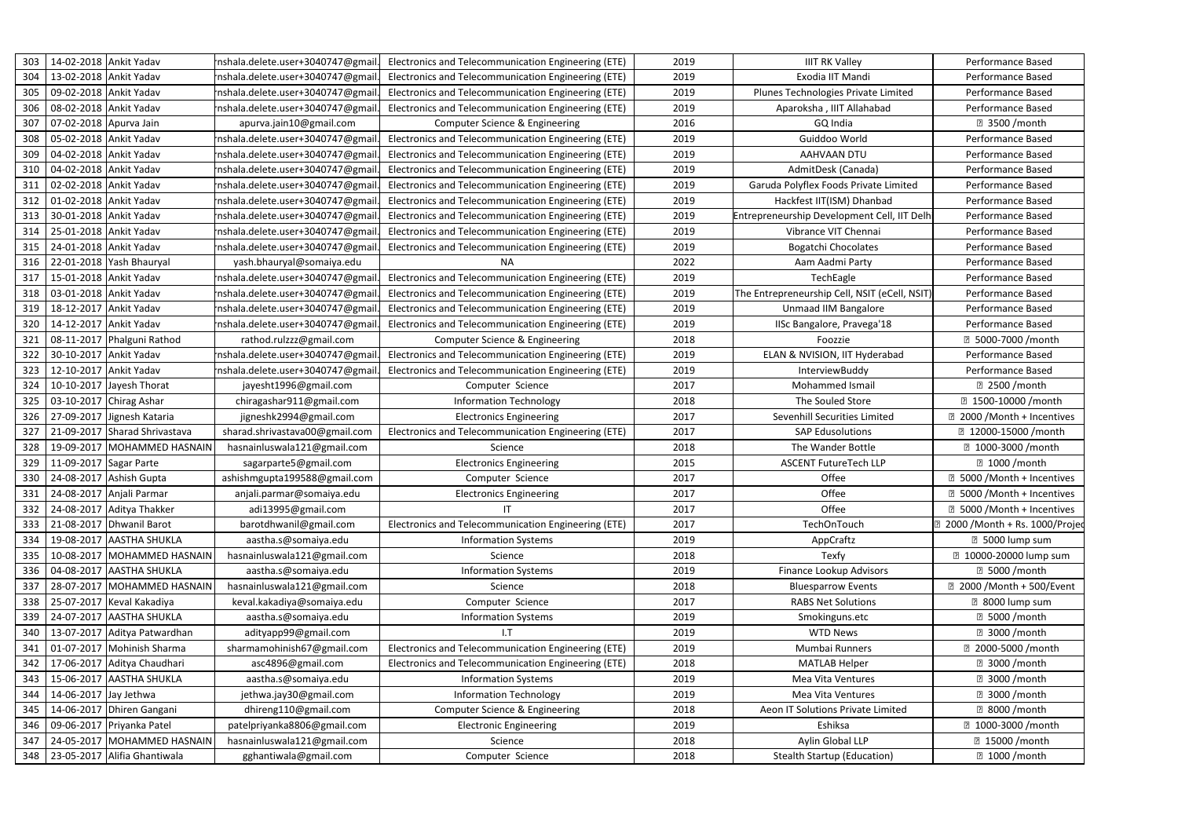| | | | | | | | |
|---|---|---|---|---|---|---|---|
| 303 | 14-02-2018 | Ankit Yadav | nshala.delete.user+3040747@gmail. | Electronics and Telecommunication Engineering (ETE) | 2019 | IIIT RK Valley | Performance Based |
| 304 | 13-02-2018 | Ankit Yadav | nshala.delete.user+3040747@gmail. | Electronics and Telecommunication Engineering (ETE) | 2019 | Exodia IIT Mandi | Performance Based |
| 305 | 09-02-2018 | Ankit Yadav | nshala.delete.user+3040747@gmail. | Electronics and Telecommunication Engineering (ETE) | 2019 | Plunes Technologies Private Limited | Performance Based |
| 306 | 08-02-2018 | Ankit Yadav | nshala.delete.user+3040747@gmail. | Electronics and Telecommunication Engineering (ETE) | 2019 | Aparoksha , IIIT Allahabad | Performance Based |
| 307 | 07-02-2018 | Apurva Jain | apurva.jain10@gmail.com | Computer Science & Engineering | 2016 | GQ India | ? 3500 /month |
| 308 | 05-02-2018 | Ankit Yadav | nshala.delete.user+3040747@gmail. | Electronics and Telecommunication Engineering (ETE) | 2019 | Guiddoo World | Performance Based |
| 309 | 04-02-2018 | Ankit Yadav | nshala.delete.user+3040747@gmail. | Electronics and Telecommunication Engineering (ETE) | 2019 | AAHVAAN DTU | Performance Based |
| 310 | 04-02-2018 | Ankit Yadav | nshala.delete.user+3040747@gmail. | Electronics and Telecommunication Engineering (ETE) | 2019 | AdmitDesk (Canada) | Performance Based |
| 311 | 02-02-2018 | Ankit Yadav | nshala.delete.user+3040747@gmail. | Electronics and Telecommunication Engineering (ETE) | 2019 | Garuda Polyflex Foods Private Limited | Performance Based |
| 312 | 01-02-2018 | Ankit Yadav | nshala.delete.user+3040747@gmail. | Electronics and Telecommunication Engineering (ETE) | 2019 | Hackfest IIT(ISM) Dhanbad | Performance Based |
| 313 | 30-01-2018 | Ankit Yadav | nshala.delete.user+3040747@gmail. | Electronics and Telecommunication Engineering (ETE) | 2019 | Entrepreneurship Development Cell, IIT Delh | Performance Based |
| 314 | 25-01-2018 | Ankit Yadav | nshala.delete.user+3040747@gmail. | Electronics and Telecommunication Engineering (ETE) | 2019 | Vibrance VIT Chennai | Performance Based |
| 315 | 24-01-2018 | Ankit Yadav | nshala.delete.user+3040747@gmail. | Electronics and Telecommunication Engineering (ETE) | 2019 | Bogatchi Chocolates | Performance Based |
| 316 | 22-01-2018 | Yash Bhauryal | yash.bhauryal@somaiya.edu | NA | 2022 | Aam Aadmi Party | Performance Based |
| 317 | 15-01-2018 | Ankit Yadav | nshala.delete.user+3040747@gmail. | Electronics and Telecommunication Engineering (ETE) | 2019 | TechEagle | Performance Based |
| 318 | 03-01-2018 | Ankit Yadav | nshala.delete.user+3040747@gmail. | Electronics and Telecommunication Engineering (ETE) | 2019 | The Entrepreneurship Cell, NSIT (eCell, NSIT) | Performance Based |
| 319 | 18-12-2017 | Ankit Yadav | nshala.delete.user+3040747@gmail. | Electronics and Telecommunication Engineering (ETE) | 2019 | Unmaad IIM Bangalore | Performance Based |
| 320 | 14-12-2017 | Ankit Yadav | nshala.delete.user+3040747@gmail. | Electronics and Telecommunication Engineering (ETE) | 2019 | IISc Bangalore, Pravega'18 | Performance Based |
| 321 | 08-11-2017 | Phalguni Rathod | rathod.rulzzz@gmail.com | Computer Science & Engineering | 2018 | Foozzie | ? 5000-7000 /month |
| 322 | 30-10-2017 | Ankit Yadav | nshala.delete.user+3040747@gmail. | Electronics and Telecommunication Engineering (ETE) | 2019 | ELAN & NVISION, IIT Hyderabad | Performance Based |
| 323 | 12-10-2017 | Ankit Yadav | nshala.delete.user+3040747@gmail. | Electronics and Telecommunication Engineering (ETE) | 2019 | InterviewBuddy | Performance Based |
| 324 | 10-10-2017 | Jayesh Thorat | jayesht1996@gmail.com | Computer Science | 2017 | Mohammed Ismail | ? 2500 /month |
| 325 | 03-10-2017 | Chirag Ashar | chiragashar911@gmail.com | Information Technology | 2018 | The Souled Store | ? 1500-10000 /month |
| 326 | 27-09-2017 | Jignesh Kataria | jigneshk2994@gmail.com | Electronics Engineering | 2017 | Sevenhill Securities Limited | ? 2000 /Month + Incentives |
| 327 | 21-09-2017 | Sharad Shrivastava | sharad.shrivastava00@gmail.com | Electronics and Telecommunication Engineering (ETE) | 2017 | SAP Edusolutions | ? 12000-15000 /month |
| 328 | 19-09-2017 | MOHAMMED HASNAIN | hasnainluswala121@gmail.com | Science | 2018 | The Wander Bottle | ? 1000-3000 /month |
| 329 | 11-09-2017 | Sagar Parte | sagarparte5@gmail.com | Electronics Engineering | 2015 | ASCENT FutureTech LLP | ? 1000 /month |
| 330 | 24-08-2017 | Ashish Gupta | ashishmgupta199588@gmail.com | Computer Science | 2017 | Offee | ? 5000 /Month + Incentives |
| 331 | 24-08-2017 | Anjali Parmar | anjali.parmar@somaiya.edu | Electronics Engineering | 2017 | Offee | ? 5000 /Month + Incentives |
| 332 | 24-08-2017 | Aditya Thakker | adi13995@gmail.com | IT | 2017 | Offee | ? 5000 /Month + Incentives |
| 333 | 21-08-2017 | Dhwanil Barot | barotdhwanil@gmail.com | Electronics and Telecommunication Engineering (ETE) | 2017 | TechOnTouch | ? 2000 /Month + Rs. 1000/Projec |
| 334 | 19-08-2017 | AASTHA SHUKLA | aastha.s@somaiya.edu | Information Systems | 2019 | AppCraftz | ? 5000 lump sum |
| 335 | 10-08-2017 | MOHAMMED HASNAIN | hasnainluswala121@gmail.com | Science | 2018 | Texfy | ? 10000-20000 lump sum |
| 336 | 04-08-2017 | AASTHA SHUKLA | aastha.s@somaiya.edu | Information Systems | 2019 | Finance Lookup Advisors | ? 5000 /month |
| 337 | 28-07-2017 | MOHAMMED HASNAIN | hasnainluswala121@gmail.com | Science | 2018 | Bluesparrow Events | ? 2000 /Month + 500/Event |
| 338 | 25-07-2017 | Keval Kakadiya | keval.kakadiya@somaiya.edu | Computer Science | 2017 | RABS Net Solutions | ? 8000 lump sum |
| 339 | 24-07-2017 | AASTHA SHUKLA | aastha.s@somaiya.edu | Information Systems | 2019 | Smokinguns.etc | ? 5000 /month |
| 340 | 13-07-2017 | Aditya Patwardhan | adityapp99@gmail.com | I.T | 2019 | WTD News | ? 3000 /month |
| 341 | 01-07-2017 | Mohinish Sharma | sharmamohinish67@gmail.com | Electronics and Telecommunication Engineering (ETE) | 2019 | Mumbai Runners | ? 2000-5000 /month |
| 342 | 17-06-2017 | Aditya Chaudhari | asc4896@gmail.com | Electronics and Telecommunication Engineering (ETE) | 2018 | MATLAB Helper | ? 3000 /month |
| 343 | 15-06-2017 | AASTHA SHUKLA | aastha.s@somaiya.edu | Information Systems | 2019 | Mea Vita Ventures | ? 3000 /month |
| 344 | 14-06-2017 | Jay Jethwa | jethwa.jay30@gmail.com | Information Technology | 2019 | Mea Vita Ventures | ? 3000 /month |
| 345 | 14-06-2017 | Dhiren Gangani | dhireng110@gmail.com | Computer Science & Engineering | 2018 | Aeon IT Solutions Private Limited | ? 8000 /month |
| 346 | 09-06-2017 | Priyanka Patel | patelpriyanka8806@gmail.com | Electronic Engineering | 2019 | Eshiksa | ? 1000-3000 /month |
| 347 | 24-05-2017 | MOHAMMED HASNAIN | hasnainluswala121@gmail.com | Science | 2018 | Aylin Global LLP | ? 15000 /month |
| 348 | 23-05-2017 | Alifia Ghantiwala | gghantiwala@gmail.com | Computer Science | 2018 | Stealth Startup (Education) | ? 1000 /month |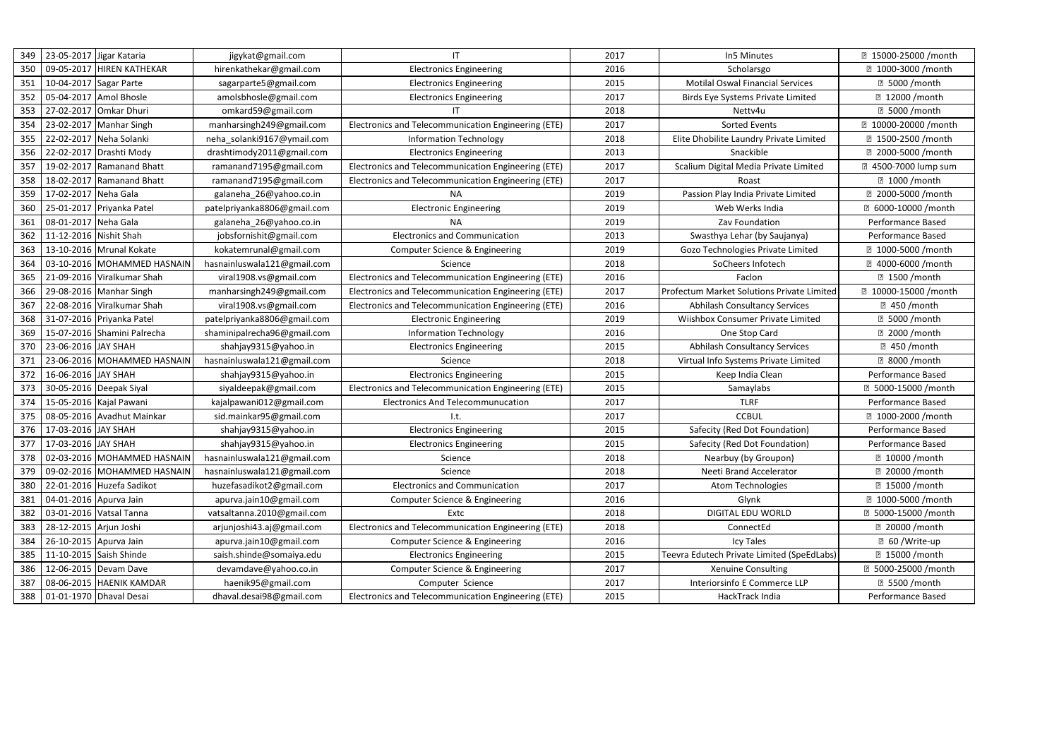| | | | | | | | |
|---|---|---|---|---|---|---|---|
| 349 | 23-05-2017 | Jigar Kataria | jigykat@gmail.com | IT | 2017 | In5 Minutes | ₹ 15000-25000 /month |
| 350 | 09-05-2017 | HIREN KATHEKAR | hirenkathekar@gmail.com | Electronics Engineering | 2016 | Scholarsgo | ₹ 1000-3000 /month |
| 351 | 10-04-2017 | Sagar Parte | sagarparte5@gmail.com | Electronics Engineering | 2015 | Motilal Oswal Financial Services | ₹ 5000 /month |
| 352 | 05-04-2017 | Amol Bhosle | amolsbhosle@gmail.com | Electronics Engineering | 2017 | Birds Eye Systems Private Limited | ₹ 12000 /month |
| 353 | 27-02-2017 | Omkar Dhuri | omkard59@gmail.com | IT | 2018 | Nettv4u | ₹ 5000 /month |
| 354 | 23-02-2017 | Manhar Singh | manharsingh249@gmail.com | Electronics and Telecommunication Engineering (ETE) | 2017 | Sorted Events | ₹ 10000-20000 /month |
| 355 | 22-02-2017 | Neha Solanki | neha_solanki9167@ymail.com | Information Technology | 2018 | Elite Dhobilite Laundry Private Limited | ₹ 1500-2500 /month |
| 356 | 22-02-2017 | Drashti Mody | drashtimody2011@gmail.com | Electronics Engineering | 2013 | Snackible | ₹ 2000-5000 /month |
| 357 | 19-02-2017 | Ramanand Bhatt | ramanand7195@gmail.com | Electronics and Telecommunication Engineering (ETE) | 2017 | Scalium Digital Media Private Limited | ₹ 4500-7000 lump sum |
| 358 | 18-02-2017 | Ramanand Bhatt | ramanand7195@gmail.com | Electronics and Telecommunication Engineering (ETE) | 2017 | Roast | ₹ 1000 /month |
| 359 | 17-02-2017 | Neha Gala | galaneha_26@yahoo.co.in | NA | 2019 | Passion Play India Private Limited | ₹ 2000-5000 /month |
| 360 | 25-01-2017 | Priyanka Patel | patelpriyanka8806@gmail.com | Electronic Engineering | 2019 | Web Werks India | ₹ 6000-10000 /month |
| 361 | 08-01-2017 | Neha Gala | galaneha_26@yahoo.co.in | NA | 2019 | Zav Foundation | Performance Based |
| 362 | 11-12-2016 | Nishit Shah | jobsfornishit@gmail.com | Electronics and Communication | 2013 | Swasthya Lehar (by Saujanya) | Performance Based |
| 363 | 13-10-2016 | Mrunal Kokate | kokatemrunal@gmail.com | Computer Science & Engineering | 2019 | Gozo Technologies Private Limited | ₹ 1000-5000 /month |
| 364 | 03-10-2016 | MOHAMMED HASNAIN | hasnainluswala121@gmail.com | Science | 2018 | SoCheers Infotech | ₹ 4000-6000 /month |
| 365 | 21-09-2016 | Viralkumar Shah | viral1908.vs@gmail.com | Electronics and Telecommunication Engineering (ETE) | 2016 | Faclon | ₹ 1500 /month |
| 366 | 29-08-2016 | Manhar Singh | manharsingh249@gmail.com | Electronics and Telecommunication Engineering (ETE) | 2017 | Profectum Market Solutions Private Limited | ₹ 10000-15000 /month |
| 367 | 22-08-2016 | Viralkumar Shah | viral1908.vs@gmail.com | Electronics and Telecommunication Engineering (ETE) | 2016 | Abhilash Consultancy Services | ₹ 450 /month |
| 368 | 31-07-2016 | Priyanka Patel | patelpriyanka8806@gmail.com | Electronic Engineering | 2019 | Wiishbox Consumer Private Limited | ₹ 5000 /month |
| 369 | 15-07-2016 | Shamini Palrecha | shaminipalrecha96@gmail.com | Information Technology | 2016 | One Stop Card | ₹ 2000 /month |
| 370 | 23-06-2016 | JAY SHAH | shahjay9315@yahoo.in | Electronics Engineering | 2015 | Abhilash Consultancy Services | ₹ 450 /month |
| 371 | 23-06-2016 | MOHAMMED HASNAIN | hasnainluswala121@gmail.com | Science | 2018 | Virtual Info Systems Private Limited | ₹ 8000 /month |
| 372 | 16-06-2016 | JAY SHAH | shahjay9315@yahoo.in | Electronics Engineering | 2015 | Keep India Clean | Performance Based |
| 373 | 30-05-2016 | Deepak Siyal | siyaldeepak@gmail.com | Electronics and Telecommunication Engineering (ETE) | 2015 | Samaylabs | ₹ 5000-15000 /month |
| 374 | 15-05-2016 | Kajal Pawani | kajalpawani012@gmail.com | Electronics And Telecommunucation | 2017 | TLRF | Performance Based |
| 375 | 08-05-2016 | Avadhut Mainkar | sid.mainkar95@gmail.com | I.t. | 2017 | CCBUL | ₹ 1000-2000 /month |
| 376 | 17-03-2016 | JAY SHAH | shahjay9315@yahoo.in | Electronics Engineering | 2015 | Safecity (Red Dot Foundation) | Performance Based |
| 377 | 17-03-2016 | JAY SHAH | shahjay9315@yahoo.in | Electronics Engineering | 2015 | Safecity (Red Dot Foundation) | Performance Based |
| 378 | 02-03-2016 | MOHAMMED HASNAIN | hasnainluswala121@gmail.com | Science | 2018 | Nearbuy (by Groupon) | ₹ 10000 /month |
| 379 | 09-02-2016 | MOHAMMED HASNAIN | hasnainluswala121@gmail.com | Science | 2018 | Neeti Brand Accelerator | ₹ 20000 /month |
| 380 | 22-01-2016 | Huzefa Sadikot | huzefasadikot2@gmail.com | Electronics and Communication | 2017 | Atom Technologies | ₹ 15000 /month |
| 381 | 04-01-2016 | Apurva Jain | apurva.jain10@gmail.com | Computer Science & Engineering | 2016 | Glynk | ₹ 1000-5000 /month |
| 382 | 03-01-2016 | Vatsal Tanna | vatsaltanna.2010@gmail.com | Extc | 2018 | DIGITAL EDU WORLD | ₹ 5000-15000 /month |
| 383 | 28-12-2015 | Arjun Joshi | arjunjoshi43.aj@gmail.com | Electronics and Telecommunication Engineering (ETE) | 2018 | ConnectEd | ₹ 20000 /month |
| 384 | 26-10-2015 | Apurva Jain | apurva.jain10@gmail.com | Computer Science & Engineering | 2016 | Icy Tales | ₹ 60 /Write-up |
| 385 | 11-10-2015 | Saish Shinde | saish.shinde@somaiya.edu | Electronics Engineering | 2015 | Teevra Edutech Private Limited (SpeEdLabs) | ₹ 15000 /month |
| 386 | 12-06-2015 | Devam Dave | devamdave@yahoo.co.in | Computer Science & Engineering | 2017 | Xenuine Consulting | ₹ 5000-25000 /month |
| 387 | 08-06-2015 | HAENIK KAMDAR | haenik95@gmail.com | Computer Science | 2017 | Interiorsinfo E Commerce LLP | ₹ 5500 /month |
| 388 | 01-01-1970 | Dhaval Desai | dhaval.desai98@gmail.com | Electronics and Telecommunication Engineering (ETE) | 2015 | HackTrack India | Performance Based |